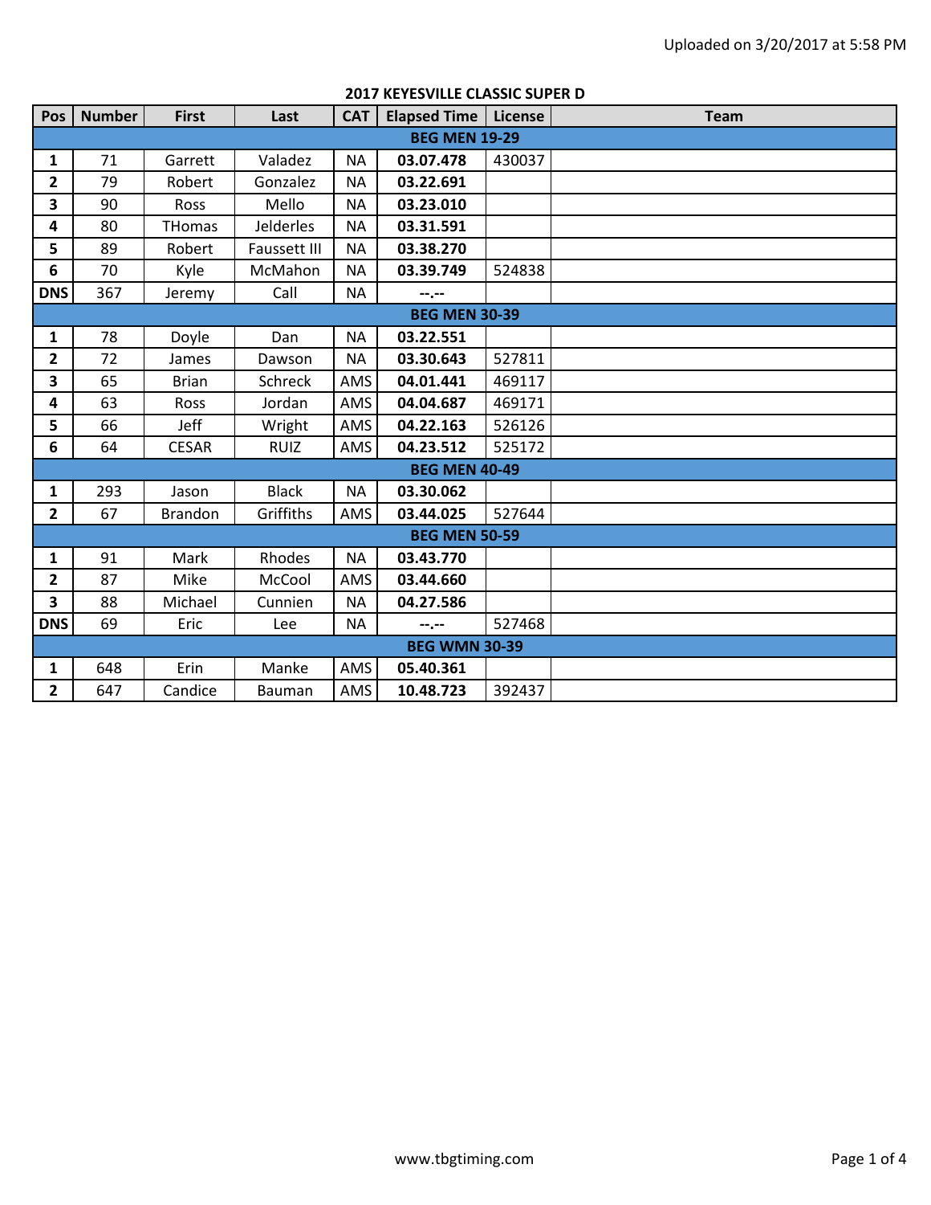## 2017 KEYESVILLE CLASSIC SUPER D

| Pos | Number | First | Last | CAT | Elapsed Time | License | Team |
|---|---|---|---|---|---|---|---|
| **BEG MEN 19-29** | | | | | | | |
| **1** | 71 | Garrett | Valadez | NA | **03.07.478** | 430037 | |
| **2** | 79 | Robert | Gonzalez | NA | **03.22.691** | | |
| **3** | 90 | Ross | Mello | NA | **03.23.010** | | |
| **4** | 80 | THomas | Jelderles | NA | **03.31.591** | | |
| **5** | 89 | Robert | Faussett III | NA | **03.38.270** | | |
| **6** | 70 | Kyle | McMahon | NA | **03.39.749** | 524838 | |
| **DNS** | 367 | Jeremy | Call | NA | **--.--** | | |
| **BEG MEN 30-39** | | | | | | | |
| **1** | 78 | Doyle | Dan | NA | **03.22.551** | | |
| **2** | 72 | James | Dawson | NA | **03.30.643** | 527811 | |
| **3** | 65 | Brian | Schreck | AMS | **04.01.441** | 469117 | |
| **4** | 63 | Ross | Jordan | AMS | **04.04.687** | 469171 | |
| **5** | 66 | Jeff | Wright | AMS | **04.22.163** | 526126 | |
| **6** | 64 | CESAR | RUIZ | AMS | **04.23.512** | 525172 | |
| **BEG MEN 40-49** | | | | | | | |
| **1** | 293 | Jason | Black | NA | **03.30.062** | | |
| **2** | 67 | Brandon | Griffiths | AMS | **03.44.025** | 527644 | |
| **BEG MEN 50-59** | | | | | | | |
| **1** | 91 | Mark | Rhodes | NA | **03.43.770** | | |
| **2** | 87 | Mike | McCool | AMS | **03.44.660** | | |
| **3** | 88 | Michael | Cunnien | NA | **04.27.586** | | |
| **DNS** | 69 | Eric | Lee | NA | **--.--** | 527468 | |
| **BEG WMN 30-39** | | | | | | | |
| **1** | 648 | Erin | Manke | AMS | **05.40.361** | | |
| **2** | 647 | Candice | Bauman | AMS | **10.48.723** | 392437 | |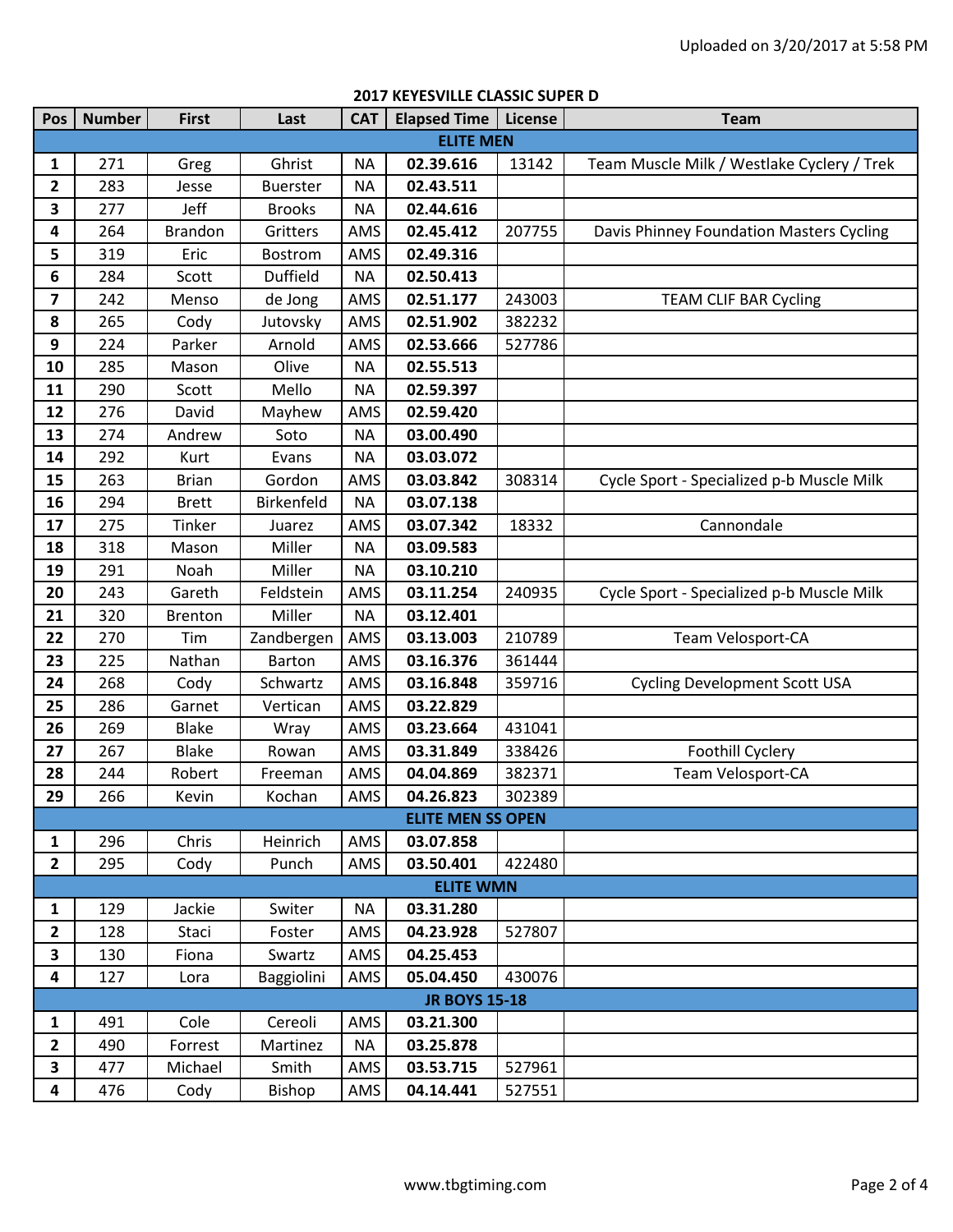## 2017 KEYESVILLE CLASSIC SUPER D

| Pos | Number | First | Last | CAT | Elapsed Time | License | Team |
|---|---|---|---|---|---|---|---|
| **ELITE MEN** | | | | | | | |
| 1 | 271 | Greg | Ghrist | NA | **02.39.616** | 13142 | Team Muscle Milk / Westlake Cyclery / Trek |
| 2 | 283 | Jesse | Buerster | NA | **02.43.511** | | |
| 3 | 277 | Jeff | Brooks | NA | **02.44.616** | | |
| 4 | 264 | Brandon | Gritters | AMS | **02.45.412** | 207755 | Davis Phinney Foundation Masters Cycling |
| 5 | 319 | Eric | Bostrom | AMS | **02.49.316** | | |
| 6 | 284 | Scott | Duffield | NA | **02.50.413** | | |
| 7 | 242 | Menso | de Jong | AMS | **02.51.177** | 243003 | TEAM CLIF BAR Cycling |
| 8 | 265 | Cody | Jutovsky | AMS | **02.51.902** | 382232 | |
| 9 | 224 | Parker | Arnold | AMS | **02.53.666** | 527786 | |
| 10 | 285 | Mason | Olive | NA | **02.55.513** | | |
| 11 | 290 | Scott | Mello | NA | **02.59.397** | | |
| 12 | 276 | David | Mayhew | AMS | **02.59.420** | | |
| 13 | 274 | Andrew | Soto | NA | **03.00.490** | | |
| 14 | 292 | Kurt | Evans | NA | **03.03.072** | | |
| 15 | 263 | Brian | Gordon | AMS | **03.03.842** | 308314 | Cycle Sport - Specialized p-b Muscle Milk |
| 16 | 294 | Brett | Birkenfeld | NA | **03.07.138** | | |
| 17 | 275 | Tinker | Juarez | AMS | **03.07.342** | 18332 | Cannondale |
| 18 | 318 | Mason | Miller | NA | **03.09.583** | | |
| 19 | 291 | Noah | Miller | NA | **03.10.210** | | |
| 20 | 243 | Gareth | Feldstein | AMS | **03.11.254** | 240935 | Cycle Sport - Specialized p-b Muscle Milk |
| 21 | 320 | Brenton | Miller | NA | **03.12.401** | | |
| 22 | 270 | Tim | Zandbergen | AMS | **03.13.003** | 210789 | Team Velosport-CA |
| 23 | 225 | Nathan | Barton | AMS | **03.16.376** | 361444 | |
| 24 | 268 | Cody | Schwartz | AMS | **03.16.848** | 359716 | Cycling Development Scott USA |
| 25 | 286 | Garnet | Vertican | AMS | **03.22.829** | | |
| 26 | 269 | Blake | Wray | AMS | **03.23.664** | 431041 | |
| 27 | 267 | Blake | Rowan | AMS | **03.31.849** | 338426 | Foothill Cyclery |
| 28 | 244 | Robert | Freeman | AMS | **04.04.869** | 382371 | Team Velosport-CA |
| 29 | 266 | Kevin | Kochan | AMS | **04.26.823** | 302389 | |
| **ELITE MEN SS OPEN** | | | | | | | |
| 1 | 296 | Chris | Heinrich | AMS | **03.07.858** | | |
| 2 | 295 | Cody | Punch | AMS | **03.50.401** | 422480 | |
| **ELITE WMN** | | | | | | | |
| 1 | 129 | Jackie | Switer | NA | **03.31.280** | | |
| 2 | 128 | Staci | Foster | AMS | **04.23.928** | 527807 | |
| 3 | 130 | Fiona | Swartz | AMS | **04.25.453** | | |
| 4 | 127 | Lora | Baggiolini | AMS | **05.04.450** | 430076 | |
| **JR BOYS 15-18** | | | | | | | |
| 1 | 491 | Cole | Cereoli | AMS | **03.21.300** | | |
| 2 | 490 | Forrest | Martinez | NA | **03.25.878** | | |
| 3 | 477 | Michael | Smith | AMS | **03.53.715** | 527961 | |
| 4 | 476 | Cody | Bishop | AMS | **04.14.441** | 527551 | |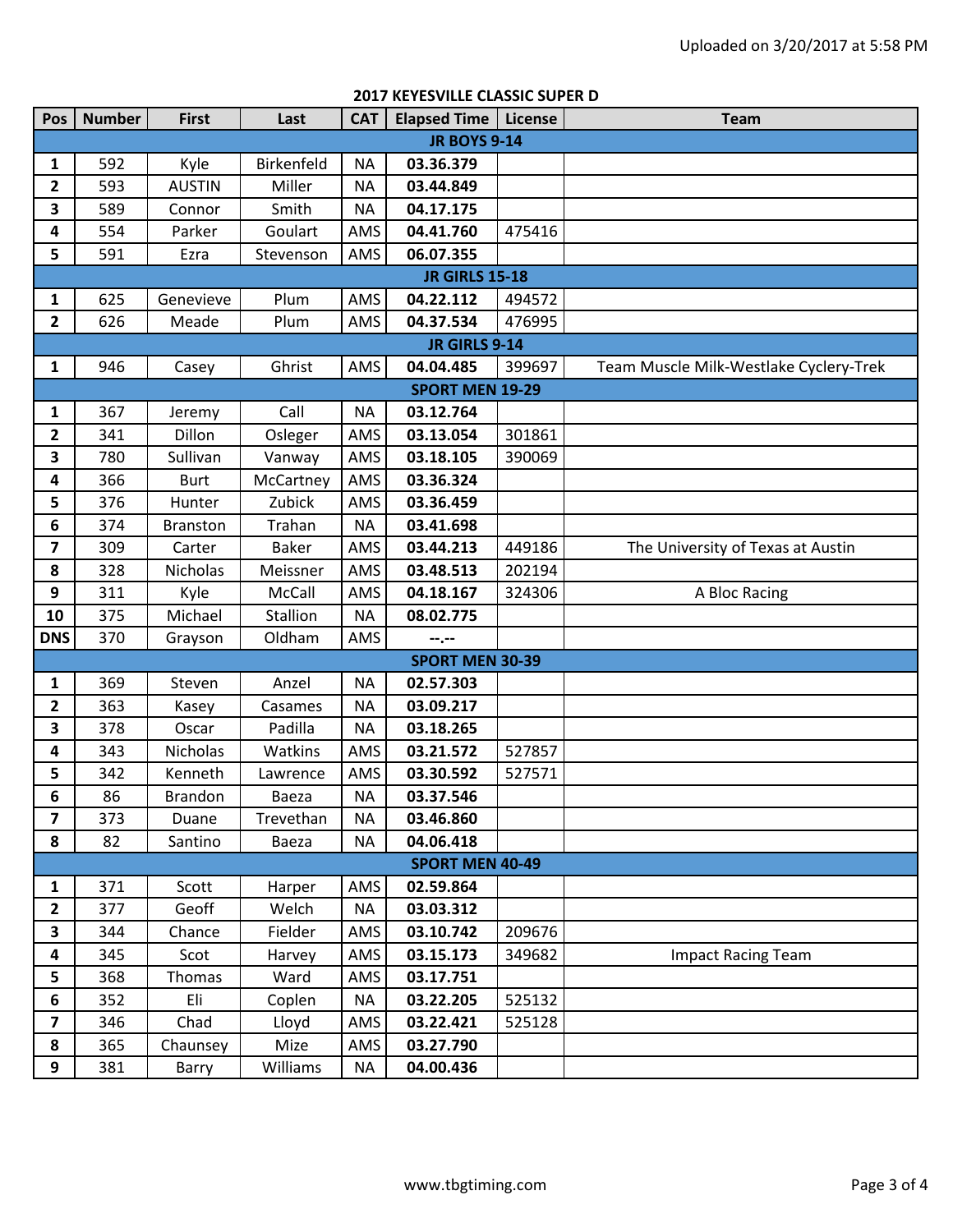## 2017 KEYESVILLE CLASSIC SUPER D

| Pos | Number | First | Last | CAT | Elapsed Time | License | Team |
|---|---|---|---|---|---|---|---|
| **JR BOYS 9-14** | | | | | | | |
| **1** | 592 | Kyle | Birkenfeld | NA | **03.36.379** | | |
| **2** | 593 | AUSTIN | Miller | NA | **03.44.849** | | |
| **3** | 589 | Connor | Smith | NA | **04.17.175** | | |
| **4** | 554 | Parker | Goulart | AMS | **04.41.760** | 475416 | |
| **5** | 591 | Ezra | Stevenson | AMS | **06.07.355** | | |
| **JR GIRLS 15-18** | | | | | | | |
| **1** | 625 | Genevieve | Plum | AMS | **04.22.112** | 494572 | |
| **2** | 626 | Meade | Plum | AMS | **04.37.534** | 476995 | |
| **JR GIRLS 9-14** | | | | | | | |
| **1** | 946 | Casey | Ghrist | AMS | **04.04.485** | 399697 | Team Muscle Milk-Westlake Cyclery-Trek |
| **SPORT MEN 19-29** | | | | | | | |
| **1** | 367 | Jeremy | Call | NA | **03.12.764** | | |
| **2** | 341 | Dillon | Osleger | AMS | **03.13.054** | 301861 | |
| **3** | 780 | Sullivan | Vanway | AMS | **03.18.105** | 390069 | |
| **4** | 366 | Burt | McCartney | AMS | **03.36.324** | | |
| **5** | 376 | Hunter | Zubick | AMS | **03.36.459** | | |
| **6** | 374 | Branston | Trahan | NA | **03.41.698** | | |
| **7** | 309 | Carter | Baker | AMS | **03.44.213** | 449186 | The University of Texas at Austin |
| **8** | 328 | Nicholas | Meissner | AMS | **03.48.513** | 202194 | |
| **9** | 311 | Kyle | McCall | AMS | **04.18.167** | 324306 | A Bloc Racing |
| **10** | 375 | Michael | Stallion | NA | **08.02.775** | | |
| **DNS** | 370 | Grayson | Oldham | AMS | **--.--** | | |
| **SPORT MEN 30-39** | | | | | | | |
| **1** | 369 | Steven | Anzel | NA | **02.57.303** | | |
| **2** | 363 | Kasey | Casames | NA | **03.09.217** | | |
| **3** | 378 | Oscar | Padilla | NA | **03.18.265** | | |
| **4** | 343 | Nicholas | Watkins | AMS | **03.21.572** | 527857 | |
| **5** | 342 | Kenneth | Lawrence | AMS | **03.30.592** | 527571 | |
| **6** | 86 | Brandon | Baeza | NA | **03.37.546** | | |
| **7** | 373 | Duane | Trevethan | NA | **03.46.860** | | |
| **8** | 82 | Santino | Baeza | NA | **04.06.418** | | |
| **SPORT MEN 40-49** | | | | | | | |
| **1** | 371 | Scott | Harper | AMS | **02.59.864** | | |
| **2** | 377 | Geoff | Welch | NA | **03.03.312** | | |
| **3** | 344 | Chance | Fielder | AMS | **03.10.742** | 209676 | |
| **4** | 345 | Scot | Harvey | AMS | **03.15.173** | 349682 | Impact Racing Team |
| **5** | 368 | Thomas | Ward | AMS | **03.17.751** | | |
| **6** | 352 | Eli | Coplen | NA | **03.22.205** | 525132 | |
| **7** | 346 | Chad | Lloyd | AMS | **03.22.421** | 525128 | |
| **8** | 365 | Chaunsey | Mize | AMS | **03.27.790** | | |
| **9** | 381 | Barry | Williams | NA | **04.00.436** | | |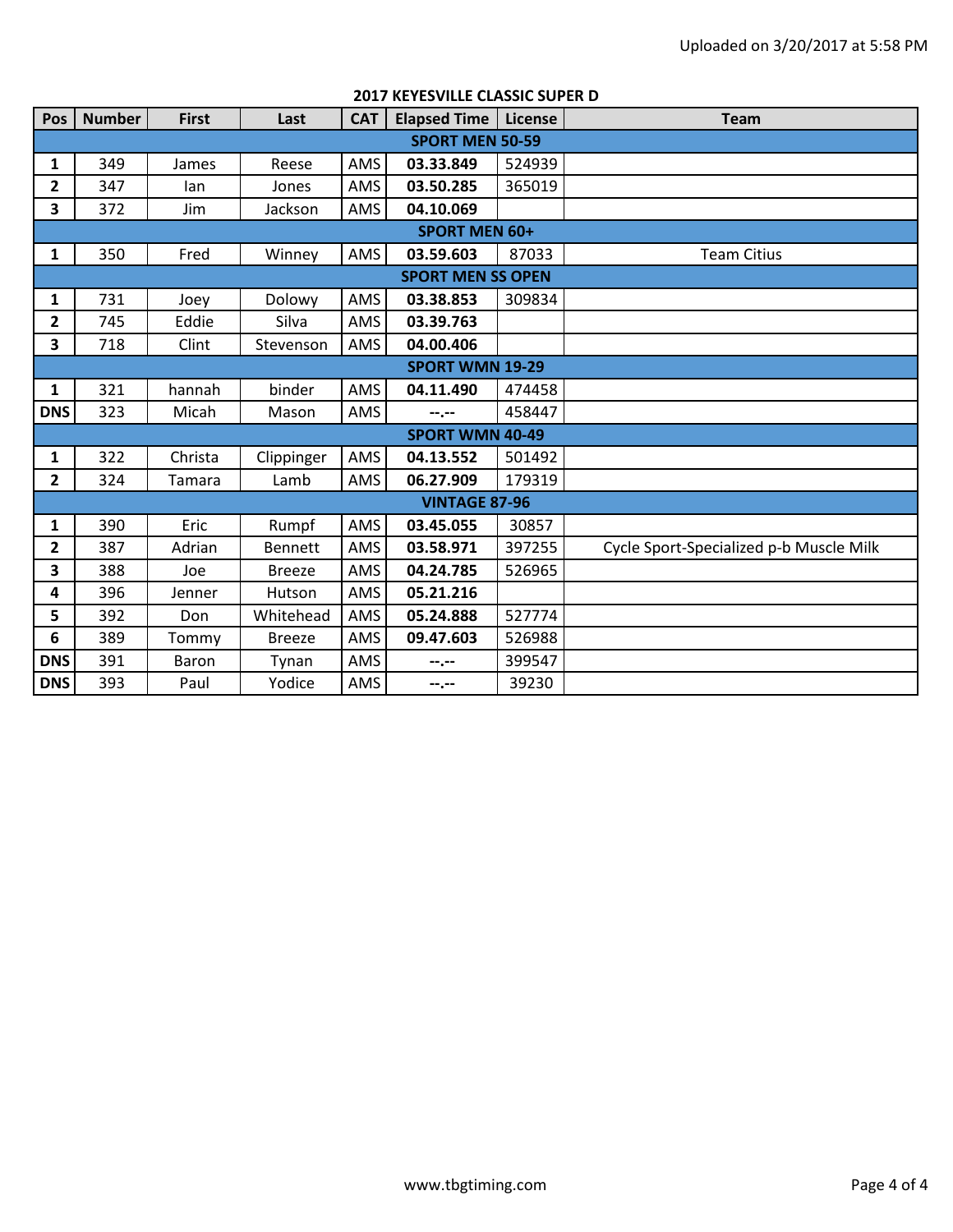## 2017 KEYESVILLE CLASSIC SUPER D

| Pos | Number | First | Last | CAT | Elapsed Time | License | Team |
|---|---|---|---|---|---|---|---|
| **SPORT MEN 50-59** | | | | | | | |
| **1** | 349 | James | Reese | AMS | **03.33.849** | 524939 | |
| **2** | 347 | Ian | Jones | AMS | **03.50.285** | 365019 | |
| **3** | 372 | Jim | Jackson | AMS | **04.10.069** | | |
| **SPORT MEN 60+** | | | | | | | |
| **1** | 350 | Fred | Winney | AMS | **03.59.603** | 87033 | Team Citius |
| **SPORT MEN SS OPEN** | | | | | | | |
| **1** | 731 | Joey | Dolowy | AMS | **03.38.853** | 309834 | |
| **2** | 745 | Eddie | Silva | AMS | **03.39.763** | | |
| **3** | 718 | Clint | Stevenson | AMS | **04.00.406** | | |
| **SPORT WMN 19-29** | | | | | | | |
| **1** | 321 | hannah | binder | AMS | **04.11.490** | 474458 | |
| **DNS** | 323 | Micah | Mason | AMS | **--.--** | 458447 | |
| **SPORT WMN 40-49** | | | | | | | |
| **1** | 322 | Christa | Clippinger | AMS | **04.13.552** | 501492 | |
| **2** | 324 | Tamara | Lamb | AMS | **06.27.909** | 179319 | |
| **VINTAGE 87-96** | | | | | | | |
| **1** | 390 | Eric | Rumpf | AMS | **03.45.055** | 30857 | |
| **2** | 387 | Adrian | Bennett | AMS | **03.58.971** | 397255 | Cycle Sport-Specialized p-b Muscle Milk |
| **3** | 388 | Joe | Breeze | AMS | **04.24.785** | 526965 | |
| **4** | 396 | Jenner | Hutson | AMS | **05.21.216** | | |
| **5** | 392 | Don | Whitehead | AMS | **05.24.888** | 527774 | |
| **6** | 389 | Tommy | Breeze | AMS | **09.47.603** | 526988 | |
| **DNS** | 391 | Baron | Tynan | AMS | **--.--** | 399547 | |
| **DNS** | 393 | Paul | Yodice | AMS | **--.--** | 39230 | |

www.tbgtiming.com